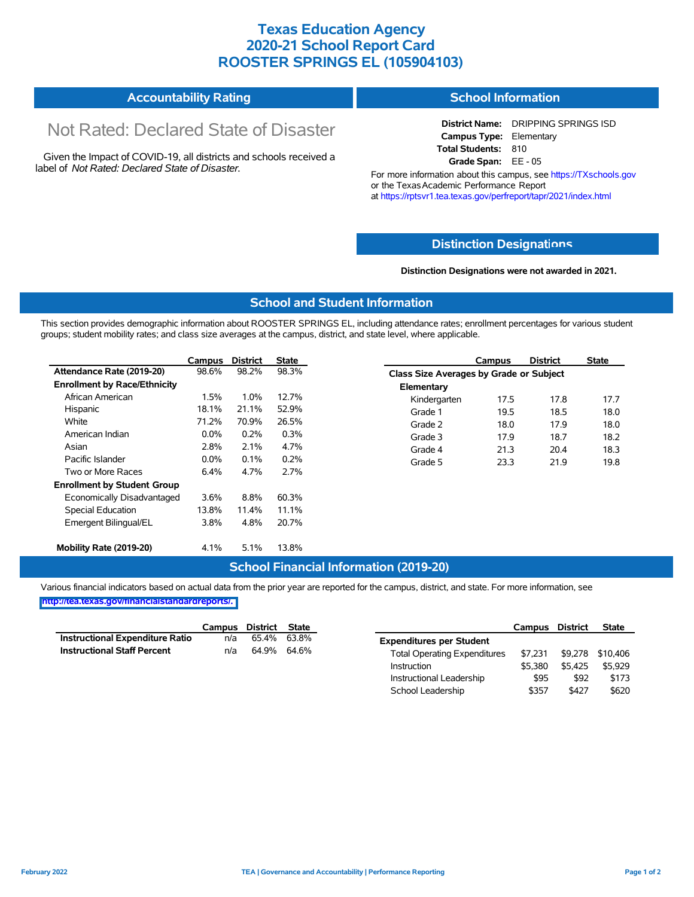# Texas Education Agency
# 2020-21 School Report Card
# ROOSTER SPRINGS EL (105904103)

## Accountability Rating

Not Rated: Declared State of Disaster

Given the Impact of COVID-19, all districts and schools received a label of *Not Rated: Declared State of Disaster*.

## School Information

**District Name:** DRIPPING SPRINGS ISD
**Campus Type:** Elementary
**Total Students:** 810
**Grade Span:** EE - 05

For more information about this campus, see https://TXschools.gov or the Texas Academic Performance Report at https://rptsvr1.tea.texas.gov/perfreport/tapr/2021/index.html

## Distinction Designations

**Distinction Designations were not awarded in 2021.**

## School and Student Information

This section provides demographic information about ROOSTER SPRINGS EL, including attendance rates; enrollment percentages for various student groups; student mobility rates; and class size averages at the campus, district, and state level, where applicable.

| | Campus | District | State |
|---|---|---|---|
| **Attendance Rate (2019-20)** | 98.6% | 98.2% | 98.3% |
| **Enrollment by Race/Ethnicity** | | | |
| African American | 1.5% | 1.0% | 12.7% |
| Hispanic | 18.1% | 21.1% | 52.9% |
| White | 71.2% | 70.9% | 26.5% |
| American Indian | 0.0% | 0.2% | 0.3% |
| Asian | 2.8% | 2.1% | 4.7% |
| Pacific Islander | 0.0% | 0.1% | 0.2% |
| Two or More Races | 6.4% | 4.7% | 2.7% |
| **Enrollment by Student Group** | | | |
| Economically Disadvantaged | 3.6% | 8.8% | 60.3% |
| Special Education | 13.8% | 11.4% | 11.1% |
| Emergent Bilingual/EL | 3.8% | 4.8% | 20.7% |
| **Mobility Rate (2019-20)** | 4.1% | 5.1% | 13.8% |

| | Campus | District | State |
|---|---|---|---|
| **Class Size Averages by Grade or Subject** | | | |
| **Elementary** | | | |
| Kindergarten | 17.5 | 17.8 | 17.7 |
| Grade 1 | 19.5 | 18.5 | 18.0 |
| Grade 2 | 18.0 | 17.9 | 18.0 |
| Grade 3 | 17.9 | 18.7 | 18.2 |
| Grade 4 | 21.3 | 20.4 | 18.3 |
| Grade 5 | 23.3 | 21.9 | 19.8 |

## School Financial Information (2019-20)

Various financial indicators based on actual data from the prior year are reported for the campus, district, and state. For more information, see http://tea.texas.gov/financialstandardreports/.

| | Campus | District | State |
|---|---|---|---|
| **Instructional Expenditure Ratio** | n/a | 65.4% | 63.8% |
| **Instructional Staff Percent** | n/a | 64.9% | 64.6% |

| | Campus | District | State |
|---|---|---|---|
| **Expenditures per Student** | | | |
| Total Operating Expenditures | $7,231 | $9,278 | $10,406 |
| Instruction | $5,380 | $5,425 | $5,929 |
| Instructional Leadership | $95 | $92 | $173 |
| School Leadership | $357 | $427 | $620 |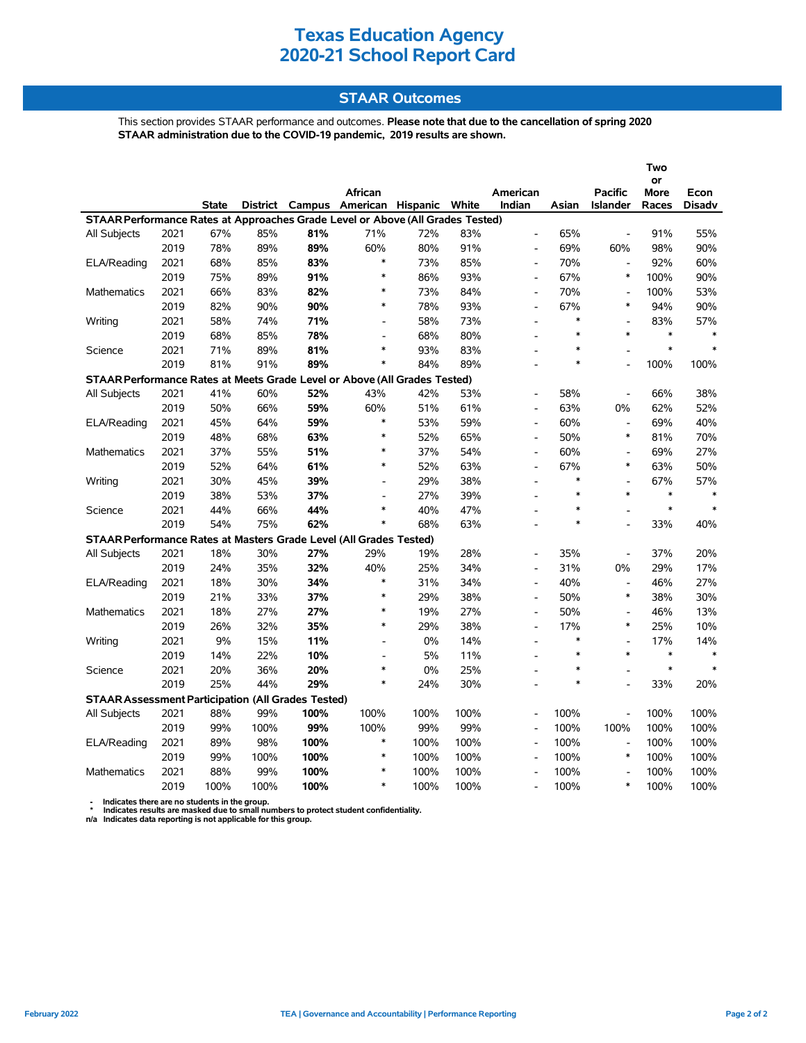# Texas Education Agency
# 2020-21 School Report Card

## STAAR Outcomes

This section provides STAAR performance and outcomes. **Please note that due to the cancellation of spring 2020 STAAR administration due to the COVID-19 pandemic, 2019 results are shown.**

| | | State | District | Campus | African American | Hispanic | White | American Indian | Asian | Pacific Islander | Two or More Races | Econ Disadv |
|---|---|---|---|---|---|---|---|---|---|---|---|---|
| **STAAR Performance Rates at Approaches Grade Level or Above (All Grades Tested)** | | | | | | | | | | | | |
| All Subjects | 2021 | 67% | 85% | **81%** | 71% | 72% | 83% | - | 65% | - | 91% | 55% |
| | 2019 | 78% | 89% | **89%** | 60% | 80% | 91% | - | 69% | 60% | 98% | 90% |
| ELA/Reading | 2021 | 68% | 85% | **83%** | * | 73% | 85% | - | 70% | - | 92% | 60% |
| | 2019 | 75% | 89% | **91%** | * | 86% | 93% | - | 67% | * | 100% | 90% |
| Mathematics | 2021 | 66% | 83% | **82%** | * | 73% | 84% | - | 70% | - | 100% | 53% |
| | 2019 | 82% | 90% | **90%** | * | 78% | 93% | - | 67% | * | 94% | 90% |
| Writing | 2021 | 58% | 74% | **71%** | - | 58% | 73% | - | * | - | 83% | 57% |
| | 2019 | 68% | 85% | **78%** | - | 68% | 80% | - | * | * | * | * |
| Science | 2021 | 71% | 89% | **81%** | * | 93% | 83% | - | * | - | * | * |
| | 2019 | 81% | 91% | **89%** | * | 84% | 89% | - | * | - | 100% | 100% |
| **STAAR Performance Rates at Meets Grade Level or Above (All Grades Tested)** | | | | | | | | | | | | |
| All Subjects | 2021 | 41% | 60% | **52%** | 43% | 42% | 53% | - | 58% | - | 66% | 38% |
| | 2019 | 50% | 66% | **59%** | 60% | 51% | 61% | - | 63% | 0% | 62% | 52% |
| ELA/Reading | 2021 | 45% | 64% | **59%** | * | 53% | 59% | - | 60% | - | 69% | 40% |
| | 2019 | 48% | 68% | **63%** | * | 52% | 65% | - | 50% | * | 81% | 70% |
| Mathematics | 2021 | 37% | 55% | **51%** | * | 37% | 54% | - | 60% | - | 69% | 27% |
| | 2019 | 52% | 64% | **61%** | * | 52% | 63% | - | 67% | * | 63% | 50% |
| Writing | 2021 | 30% | 45% | **39%** | - | 29% | 38% | - | * | - | 67% | 57% |
| | 2019 | 38% | 53% | **37%** | - | 27% | 39% | - | * | * | * | * |
| Science | 2021 | 44% | 66% | **44%** | * | 40% | 47% | - | * | - | * | * |
| | 2019 | 54% | 75% | **62%** | * | 68% | 63% | - | * | - | 33% | 40% |
| **STAAR Performance Rates at Masters Grade Level (All Grades Tested)** | | | | | | | | | | | | |
| All Subjects | 2021 | 18% | 30% | **27%** | 29% | 19% | 28% | - | 35% | - | 37% | 20% |
| | 2019 | 24% | 35% | **32%** | 40% | 25% | 34% | - | 31% | 0% | 29% | 17% |
| ELA/Reading | 2021 | 18% | 30% | **34%** | * | 31% | 34% | - | 40% | - | 46% | 27% |
| | 2019 | 21% | 33% | **37%** | * | 29% | 38% | - | 50% | * | 38% | 30% |
| Mathematics | 2021 | 18% | 27% | **27%** | * | 19% | 27% | - | 50% | - | 46% | 13% |
| | 2019 | 26% | 32% | **35%** | * | 29% | 38% | - | 17% | * | 25% | 10% |
| Writing | 2021 | 9% | 15% | **11%** | - | 0% | 14% | - | * | - | 17% | 14% |
| | 2019 | 14% | 22% | **10%** | - | 5% | 11% | - | * | * | * | * |
| Science | 2021 | 20% | 36% | **20%** | * | 0% | 25% | - | * | - | * | * |
| | 2019 | 25% | 44% | **29%** | * | 24% | 30% | - | * | - | 33% | 20% |
| **STAAR Assessment Participation (All Grades Tested)** | | | | | | | | | | | | |
| All Subjects | 2021 | 88% | 99% | **100%** | 100% | 100% | 100% | - | 100% | - | 100% | 100% |
| | 2019 | 99% | 100% | **99%** | 100% | 99% | 99% | - | 100% | 100% | 100% | 100% |
| ELA/Reading | 2021 | 89% | 98% | **100%** | * | 100% | 100% | - | 100% | - | 100% | 100% |
| | 2019 | 99% | 100% | **100%** | * | 100% | 100% | - | 100% | * | 100% | 100% |
| Mathematics | 2021 | 88% | 99% | **100%** | * | 100% | 100% | - | 100% | - | 100% | 100% |
| | 2019 | 100% | 100% | **100%** | * | 100% | 100% | - | 100% | * | 100% | 100% |

**-** Indicates there are no students in the group.
**\*** Indicates results are masked due to small numbers to protect student confidentiality.
**n/a** Indicates data reporting is not applicable for this group.